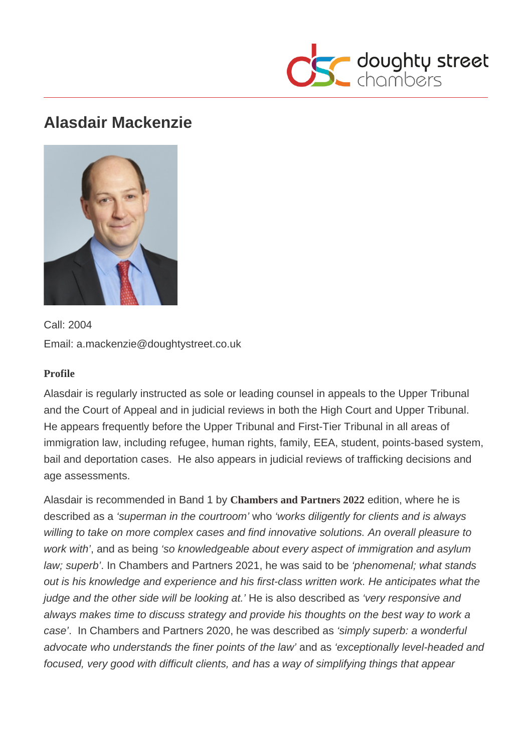# Alasdair Mackenzie

Call: 2004

Email: a.mackenzie@doughtystreet.co.uk

**Profile**

Alasdair is regularly instructed as sole or leading counsel in appeals to the Upper Tribunal and the Court of Appeal and in judicial reviews in both the High Court and Upper Tribunal. He appears frequently before the Upper Tribunal and First-Tier Tribunal in all areas of immigration law, including refugee, human rights, family, EEA, student, points-based system, bail and deportation cases. He also appears in judicial reviews of trafficking decisions and age assessments.

Alasdair is recommended in Band 1 by **Chambers and Partners 2022** edition, where he is described as a *'superman in the courtroom'* who *'works diligently for clients and is always willing to take on more complex cases and find innovative solutions. An overall pleasure to work with'*, and as being *'so knowledgeable about every aspect of immigration and asylum law; superb'*. In Chambers and Partners 2021, he was said to be *'phenomenal; what stands out is his knowledge and experience and his first-class written work. He anticipates what the judge and the other side will be looking at.'* He is also described as *'very responsive and always makes time to discuss strategy and provide his thoughts on the best way to work a case'*. In Chambers and Partners 2020, he was described as *'simply superb: a wonderful advocate who understands the finer points of the law'* and as *'exceptionally level-headed and focused, very good with difficult clients, and has a way of simplifying things that appear*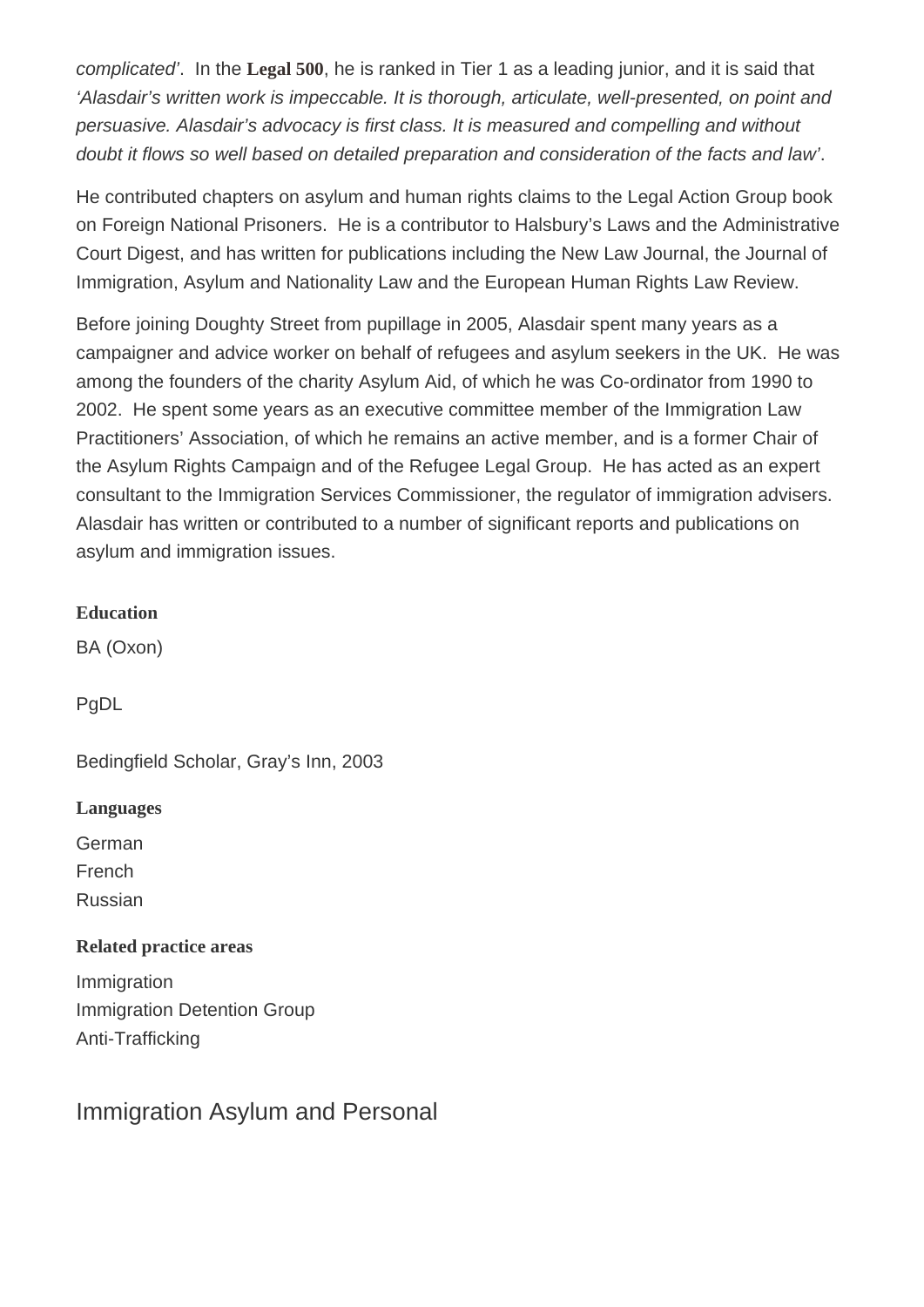*complicated'*. In the **Legal 500**, he is ranked in Tier 1 as a leading junior, and it is said that *'Alasdair's written work is impeccable. It is thorough, articulate, well-presented, on point and persuasive. Alasdair's advocacy is first class. It is measured and compelling and without doubt it flows so well based on detailed preparation and consideration of the facts and law'*.

He contributed chapters on asylum and human rights claims to the Legal Action Group book on Foreign National Prisoners. He is a contributor to Halsbury's Laws and the Administrative Court Digest, and has written for publications including the New Law Journal, the Journal of Immigration, Asylum and Nationality Law and the European Human Rights Law Review.

Before joining Doughty Street from pupillage in 2005, Alasdair spent many years as a campaigner and advice worker on behalf of refugees and asylum seekers in the UK. He was among the founders of the charity Asylum Aid, of which he was Co-ordinator from 1990 to 2002. He spent some years as an executive committee member of the Immigration Law Practitioners' Association, of which he remains an active member, and is a former Chair of the Asylum Rights Campaign and of the Refugee Legal Group. He has acted as an expert consultant to the Immigration Services Commissioner, the regulator of immigration advisers. Alasdair has written or contributed to a number of significant reports and publications on asylum and immigration issues.

**Education**

BA (Oxon)

PgDL

Bedingfield Scholar, Gray's Inn, 2003

**Languages**

German
French
Russian

**Related practice areas**

Immigration
Immigration Detention Group
Anti-Trafficking

## Immigration Asylum and Personal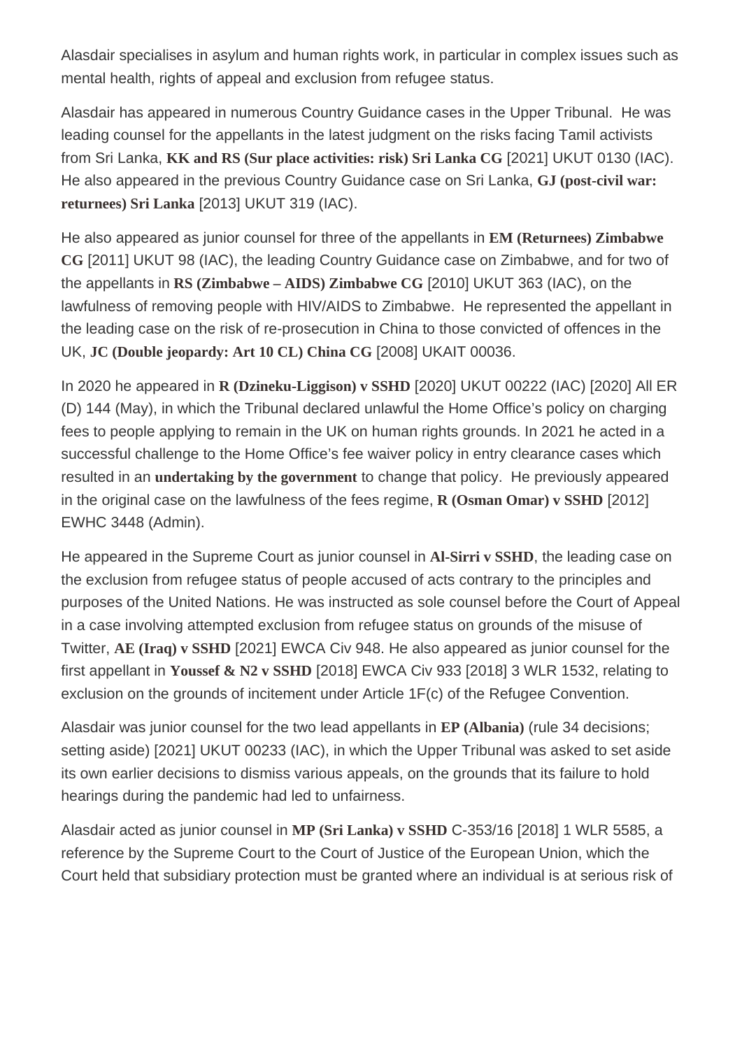Alasdair specialises in asylum and human rights work, in particular in complex issues such as mental health, rights of appeal and exclusion from refugee status.

Alasdair has appeared in numerous Country Guidance cases in the Upper Tribunal. He was leading counsel for the appellants in the latest judgment on the risks facing Tamil activists from Sri Lanka, **KK and RS (Sur place activities: risk) Sri Lanka CG** [2021] UKUT 0130 (IAC). He also appeared in the previous Country Guidance case on Sri Lanka, **GJ (post-civil war: returnees) Sri Lanka** [2013] UKUT 319 (IAC).

He also appeared as junior counsel for three of the appellants in **EM (Returnees) Zimbabwe CG** [2011] UKUT 98 (IAC), the leading Country Guidance case on Zimbabwe, and for two of the appellants in **RS (Zimbabwe – AIDS) Zimbabwe CG** [2010] UKUT 363 (IAC), on the lawfulness of removing people with HIV/AIDS to Zimbabwe. He represented the appellant in the leading case on the risk of re-prosecution in China to those convicted of offences in the UK, **JC (Double jeopardy: Art 10 CL) China CG** [2008] UKAIT 00036.

In 2020 he appeared in **R (Dzineku-Liggison) v SSHD** [2020] UKUT 00222 (IAC) [2020] All ER (D) 144 (May), in which the Tribunal declared unlawful the Home Office's policy on charging fees to people applying to remain in the UK on human rights grounds. In 2021 he acted in a successful challenge to the Home Office's fee waiver policy in entry clearance cases which resulted in an **undertaking by the government** to change that policy. He previously appeared in the original case on the lawfulness of the fees regime, **R (Osman Omar) v SSHD** [2012] EWHC 3448 (Admin).

He appeared in the Supreme Court as junior counsel in **Al-Sirri v SSHD**, the leading case on the exclusion from refugee status of people accused of acts contrary to the principles and purposes of the United Nations. He was instructed as sole counsel before the Court of Appeal in a case involving attempted exclusion from refugee status on grounds of the misuse of Twitter, **AE (Iraq) v SSHD** [2021] EWCA Civ 948. He also appeared as junior counsel for the first appellant in **Youssef & N2 v SSHD** [2018] EWCA Civ 933 [2018] 3 WLR 1532, relating to exclusion on the grounds of incitement under Article 1F(c) of the Refugee Convention.

Alasdair was junior counsel for the two lead appellants in **EP (Albania)** (rule 34 decisions; setting aside) [2021] UKUT 00233 (IAC), in which the Upper Tribunal was asked to set aside its own earlier decisions to dismiss various appeals, on the grounds that its failure to hold hearings during the pandemic had led to unfairness.

Alasdair acted as junior counsel in **MP (Sri Lanka) v SSHD** C-353/16 [2018] 1 WLR 5585, a reference by the Supreme Court to the Court of Justice of the European Union, which the Court held that subsidiary protection must be granted where an individual is at serious risk of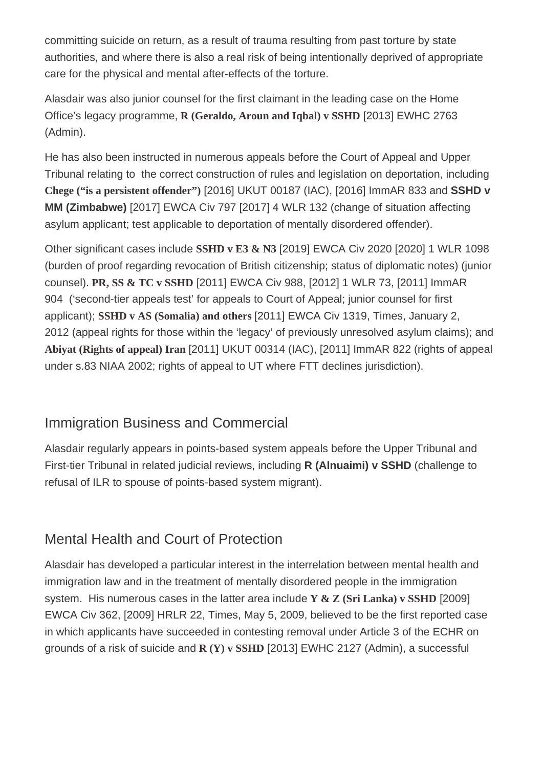committing suicide on return, as a result of trauma resulting from past torture by state authorities, and where there is also a real risk of being intentionally deprived of appropriate care for the physical and mental after-effects of the torture.

Alasdair was also junior counsel for the first claimant in the leading case on the Home Office's legacy programme, **R (Geraldo, Aroun and Iqbal) v SSHD** [2013] EWHC 2763 (Admin).

He has also been instructed in numerous appeals before the Court of Appeal and Upper Tribunal relating to the correct construction of rules and legislation on deportation, including **Chege ("is a persistent offender")** [2016] UKUT 00187 (IAC), [2016] ImmAR 833 and **SSHD v MM (Zimbabwe)** [2017] EWCA Civ 797 [2017] 4 WLR 132 (change of situation affecting asylum applicant; test applicable to deportation of mentally disordered offender).

Other significant cases include **SSHD v E3 & N3** [2019] EWCA Civ 2020 [2020] 1 WLR 1098 (burden of proof regarding revocation of British citizenship; status of diplomatic notes) (junior counsel). **PR, SS & TC v SSHD** [2011] EWCA Civ 988, [2012] 1 WLR 73, [2011] ImmAR 904 ('second-tier appeals test' for appeals to Court of Appeal; junior counsel for first applicant); **SSHD v AS (Somalia) and others** [2011] EWCA Civ 1319, Times, January 2, 2012 (appeal rights for those within the 'legacy' of previously unresolved asylum claims); and **Abiyat (Rights of appeal) Iran** [2011] UKUT 00314 (IAC), [2011] ImmAR 822 (rights of appeal under s.83 NIAA 2002; rights of appeal to UT where FTT declines jurisdiction).

## Immigration Business and Commercial

Alasdair regularly appears in points-based system appeals before the Upper Tribunal and First-tier Tribunal in related judicial reviews, including **R (Alnuaimi) v SSHD** (challenge to refusal of ILR to spouse of points-based system migrant).

## Mental Health and Court of Protection

Alasdair has developed a particular interest in the interrelation between mental health and immigration law and in the treatment of mentally disordered people in the immigration system. His numerous cases in the latter area include **Y & Z (Sri Lanka) v SSHD** [2009] EWCA Civ 362, [2009] HRLR 22, Times, May 5, 2009, believed to be the first reported case in which applicants have succeeded in contesting removal under Article 3 of the ECHR on grounds of a risk of suicide and **R (Y) v SSHD** [2013] EWHC 2127 (Admin), a successful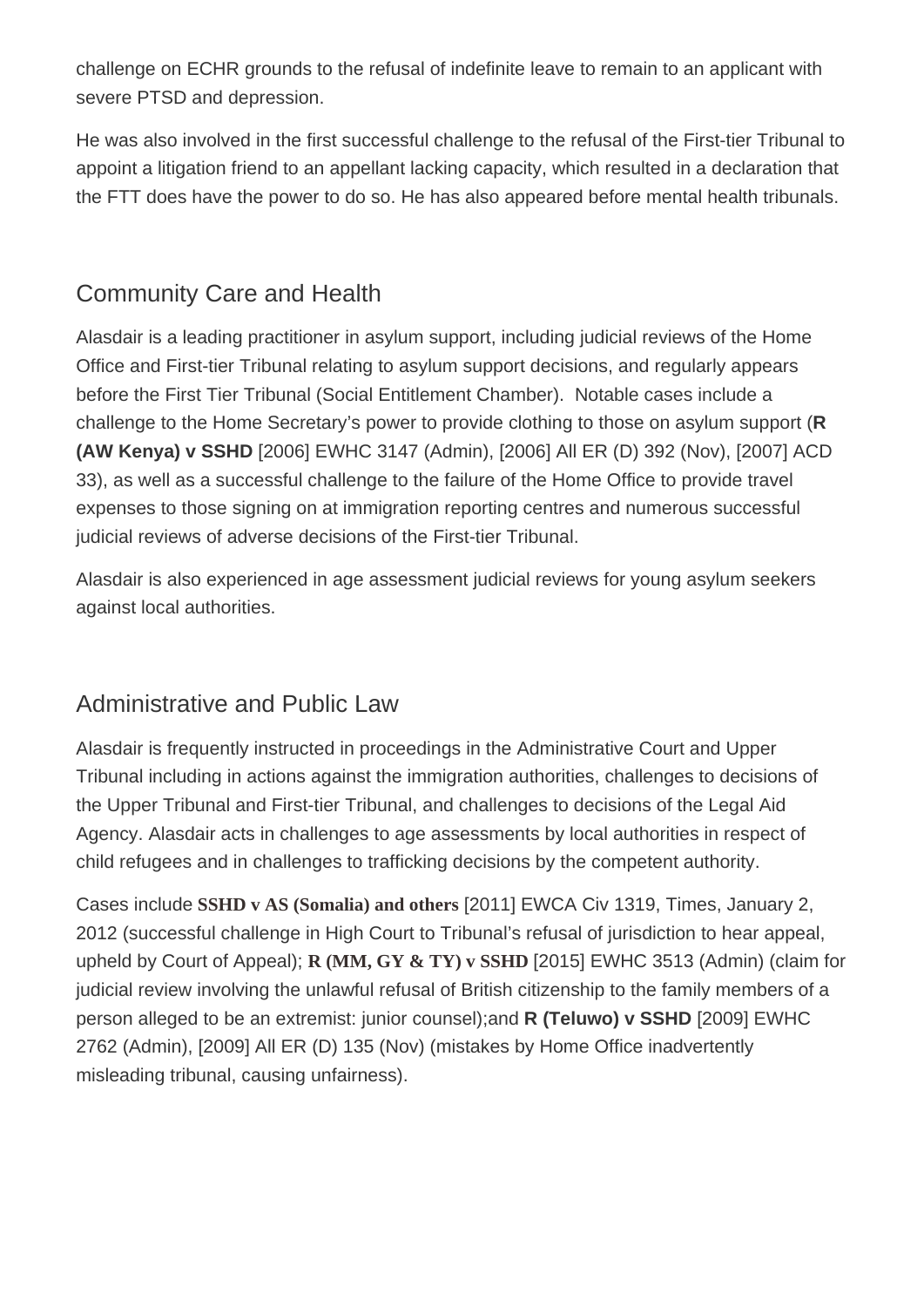challenge on ECHR grounds to the refusal of indefinite leave to remain to an applicant with severe PTSD and depression.

He was also involved in the first successful challenge to the refusal of the First-tier Tribunal to appoint a litigation friend to an appellant lacking capacity, which resulted in a declaration that the FTT does have the power to do so. He has also appeared before mental health tribunals.

## Community Care and Health

Alasdair is a leading practitioner in asylum support, including judicial reviews of the Home Office and First-tier Tribunal relating to asylum support decisions, and regularly appears before the First Tier Tribunal (Social Entitlement Chamber). Notable cases include a challenge to the Home Secretary's power to provide clothing to those on asylum support (**R (AW Kenya) v SSHD** [2006] EWHC 3147 (Admin), [2006] All ER (D) 392 (Nov), [2007] ACD 33), as well as a successful challenge to the failure of the Home Office to provide travel expenses to those signing on at immigration reporting centres and numerous successful judicial reviews of adverse decisions of the First-tier Tribunal.

Alasdair is also experienced in age assessment judicial reviews for young asylum seekers against local authorities.

## Administrative and Public Law

Alasdair is frequently instructed in proceedings in the Administrative Court and Upper Tribunal including in actions against the immigration authorities, challenges to decisions of the Upper Tribunal and First-tier Tribunal, and challenges to decisions of the Legal Aid Agency. Alasdair acts in challenges to age assessments by local authorities in respect of child refugees and in challenges to trafficking decisions by the competent authority.

Cases include **SSHD v AS (Somalia) and others** [2011] EWCA Civ 1319, Times, January 2, 2012 (successful challenge in High Court to Tribunal's refusal of jurisdiction to hear appeal, upheld by Court of Appeal); **R (MM, GY & TY) v SSHD** [2015] EWHC 3513 (Admin) (claim for judicial review involving the unlawful refusal of British citizenship to the family members of a person alleged to be an extremist: junior counsel);and **R (Teluwo) v SSHD** [2009] EWHC 2762 (Admin), [2009] All ER (D) 135 (Nov) (mistakes by Home Office inadvertently misleading tribunal, causing unfairness).